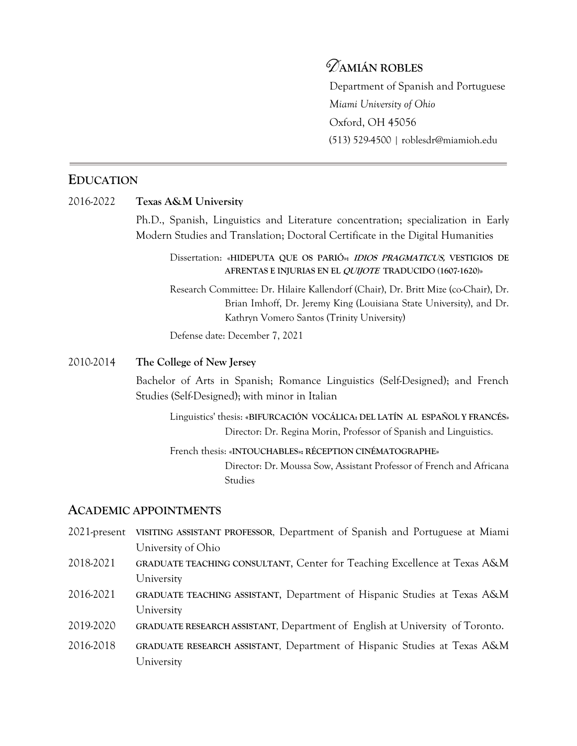# DAMIÁN ROBLES

Department of Spanish and Portuguese
*Miami University of Ohio*
Oxford, OH 45056
(513) 529-4500 | roblesdr@miamioh.edu

## EDUCATION

2016-2022 **Texas A&M University**

Ph.D., Spanish, Linguistics and Literature concentration; specialization in Early Modern Studies and Translation; Doctoral Certificate in the Digital Humanities

Dissertation: **«HIDEPUTA QUE OS PARIÓ»: *IDIOS PRAGMATICUS,* VESTIGIOS DE AFRENTAS E INJURIAS EN EL *QUIJOTE* TRADUCIDO (1607-1620)»**

Research Committee: Dr. Hilaire Kallendorf (Chair), Dr. Britt Mize (co-Chair), Dr. Brian Imhoff, Dr. Jeremy King (Louisiana State University), and Dr. Kathryn Vomero Santos (Trinity University)

Defense date: December 7, 2021

2010-2014 **The College of New Jersey**

Bachelor of Arts in Spanish; Romance Linguistics (Self-Designed); and French Studies (Self-Designed); with minor in Italian

Linguistics' thesis: **«BIFURCACIÓN VOCÁLICA: DEL LATÍN AL ESPAÑOL Y FRANCÉS»**
Director: Dr. Regina Morin, Professor of Spanish and Linguistics.

French thesis: **«INTOUCHABLES»: RÉCEPTION CINÉMATOGRAPHE»**
Director: Dr. Moussa Sow, Assistant Professor of French and Africana Studies

## ACADEMIC APPOINTMENTS

2021-present **VISITING ASSISTANT PROFESSOR**, Department of Spanish and Portuguese at Miami University of Ohio

2018-2021 **GRADUATE TEACHING CONSULTANT**, Center for Teaching Excellence at Texas A&M University

2016-2021 **GRADUATE TEACHING ASSISTANT**, Department of Hispanic Studies at Texas A&M University

2019-2020 **GRADUATE RESEARCH ASSISTANT**, Department of English at University of Toronto.

2016-2018 **GRADUATE RESEARCH ASSISTANT**, Department of Hispanic Studies at Texas A&M University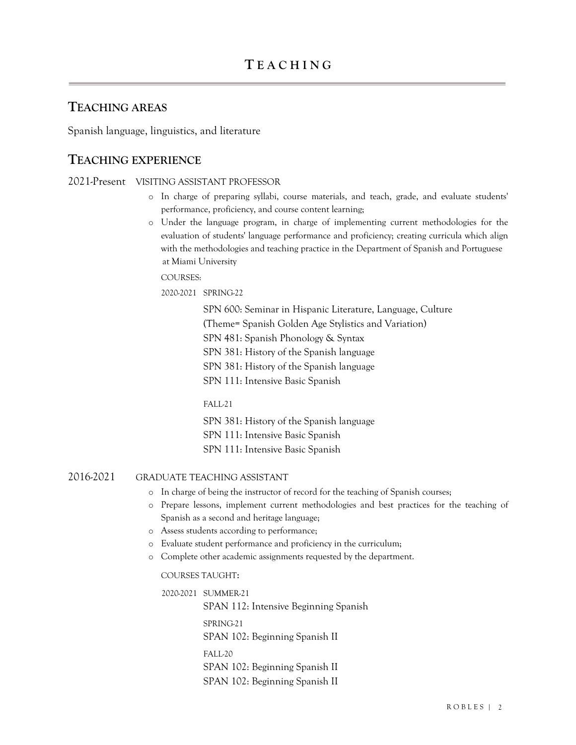# TEACHING

## TEACHING AREAS

Spanish language, linguistics, and literature

## TEACHING EXPERIENCE

2021-Present VISITING ASSISTANT PROFESSOR

- In charge of preparing syllabi, course materials, and teach, grade, and evaluate students' performance, proficiency, and course content learning;
- Under the language program, in charge of implementing current methodologies for the evaluation of students' language performance and proficiency; creating curricula which align with the methodologies and teaching practice in the Department of Spanish and Portuguese at Miami University

COURSES:

2020-2021 SPRING-22

SPN 600: Seminar in Hispanic Literature, Language, Culture
(Theme= Spanish Golden Age Stylistics and Variation)
SPN 481: Spanish Phonology & Syntax
SPN 381: History of the Spanish language
SPN 381: History of the Spanish language
SPN 111: Intensive Basic Spanish

FALL-21

SPN 381: History of the Spanish language
SPN 111: Intensive Basic Spanish
SPN 111: Intensive Basic Spanish

2016-2021 GRADUATE TEACHING ASSISTANT

- In charge of being the instructor of record for the teaching of Spanish courses;
- Prepare lessons, implement current methodologies and best practices for the teaching of Spanish as a second and heritage language;
- Assess students according to performance;
- Evaluate student performance and proficiency in the curriculum;
- Complete other academic assignments requested by the department.

COURSES TAUGHT:

2020-2021 SUMMER-21

SPAN 112: Intensive Beginning Spanish

SPRING-21

SPAN 102: Beginning Spanish II

FALL-20

SPAN 102: Beginning Spanish II
SPAN 102: Beginning Spanish II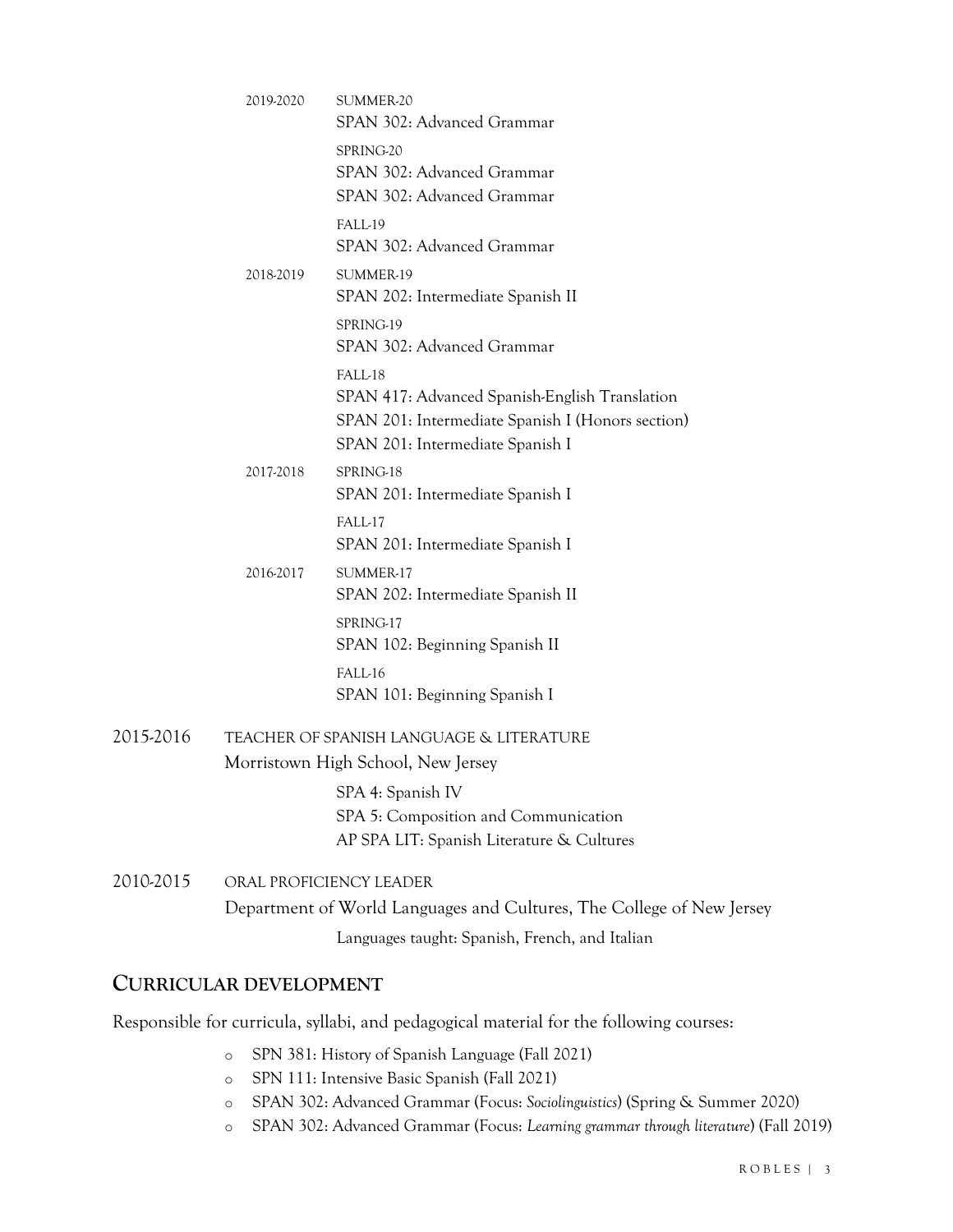2019-2020

SUMMER-20
SPAN 302: Advanced Grammar

SPRING-20
SPAN 302: Advanced Grammar
SPAN 302: Advanced Grammar

FALL-19
SPAN 302: Advanced Grammar

2018-2019

SUMMER-19
SPAN 202: Intermediate Spanish II

SPRING-19
SPAN 302: Advanced Grammar

FALL-18
SPAN 417: Advanced Spanish-English Translation
SPAN 201: Intermediate Spanish I (Honors section)
SPAN 201: Intermediate Spanish I

2017-2018

SPRING-18
SPAN 201: Intermediate Spanish I

FALL-17
SPAN 201: Intermediate Spanish I

2016-2017

SUMMER-17
SPAN 202: Intermediate Spanish II

SPRING-17
SPAN 102: Beginning Spanish II

FALL-16
SPAN 101: Beginning Spanish I

2015-2016 TEACHER OF SPANISH LANGUAGE & LITERATURE
Morristown High School, New Jersey

SPA 4: Spanish IV
SPA 5: Composition and Communication
AP SPA LIT: Spanish Literature & Cultures

2010-2015 ORAL PROFICIENCY LEADER
Department of World Languages and Cultures, The College of New Jersey

Languages taught: Spanish, French, and Italian

## CURRICULAR DEVELOPMENT

Responsible for curricula, syllabi, and pedagogical material for the following courses:

- SPN 381: History of Spanish Language (Fall 2021)
- SPN 111: Intensive Basic Spanish (Fall 2021)
- SPAN 302: Advanced Grammar (Focus: *Sociolinguistics*) (Spring & Summer 2020)
- SPAN 302: Advanced Grammar (Focus: *Learning grammar through literature*) (Fall 2019)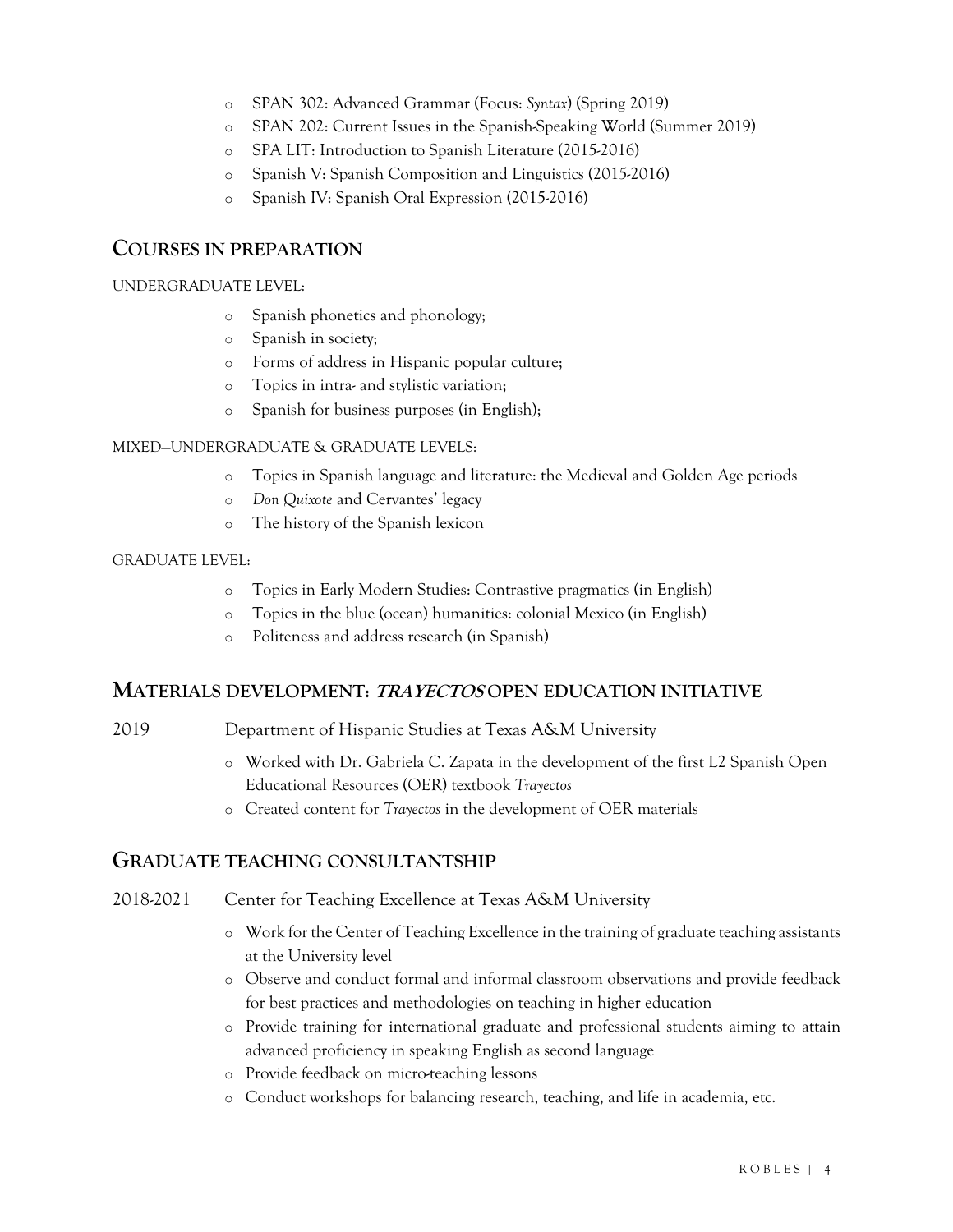- SPAN 302: Advanced Grammar (Focus: *Syntax*) (Spring 2019)
- SPAN 202: Current Issues in the Spanish-Speaking World (Summer 2019)
- SPA LIT: Introduction to Spanish Literature (2015-2016)
- Spanish V: Spanish Composition and Linguistics (2015-2016)
- Spanish IV: Spanish Oral Expression (2015-2016)

## COURSES IN PREPARATION

UNDERGRADUATE LEVEL:

- Spanish phonetics and phonology;
- Spanish in society;
- Forms of address in Hispanic popular culture;
- Topics in intra- and stylistic variation;
- Spanish for business purposes (in English);

MIXED—UNDERGRADUATE & GRADUATE LEVELS:

- Topics in Spanish language and literature: the Medieval and Golden Age periods
- *Don Quixote* and Cervantes' legacy
- The history of the Spanish lexicon

GRADUATE LEVEL:

- Topics in Early Modern Studies: Contrastive pragmatics (in English)
- Topics in the blue (ocean) humanities: colonial Mexico (in English)
- Politeness and address research (in Spanish)

## MATERIALS DEVELOPMENT: *TRAYECTOS* OPEN EDUCATION INITIATIVE

2019 Department of Hispanic Studies at Texas A&M University

- Worked with Dr. Gabriela C. Zapata in the development of the first L2 Spanish Open Educational Resources (OER) textbook *Trayectos*
- Created content for *Trayectos* in the development of OER materials

## GRADUATE TEACHING CONSULTANTSHIP

2018-2021 Center for Teaching Excellence at Texas A&M University

- Work for the Center of Teaching Excellence in the training of graduate teaching assistants at the University level
- Observe and conduct formal and informal classroom observations and provide feedback for best practices and methodologies on teaching in higher education
- Provide training for international graduate and professional students aiming to attain advanced proficiency in speaking English as second language
- Provide feedback on micro-teaching lessons
- Conduct workshops for balancing research, teaching, and life in academia, etc.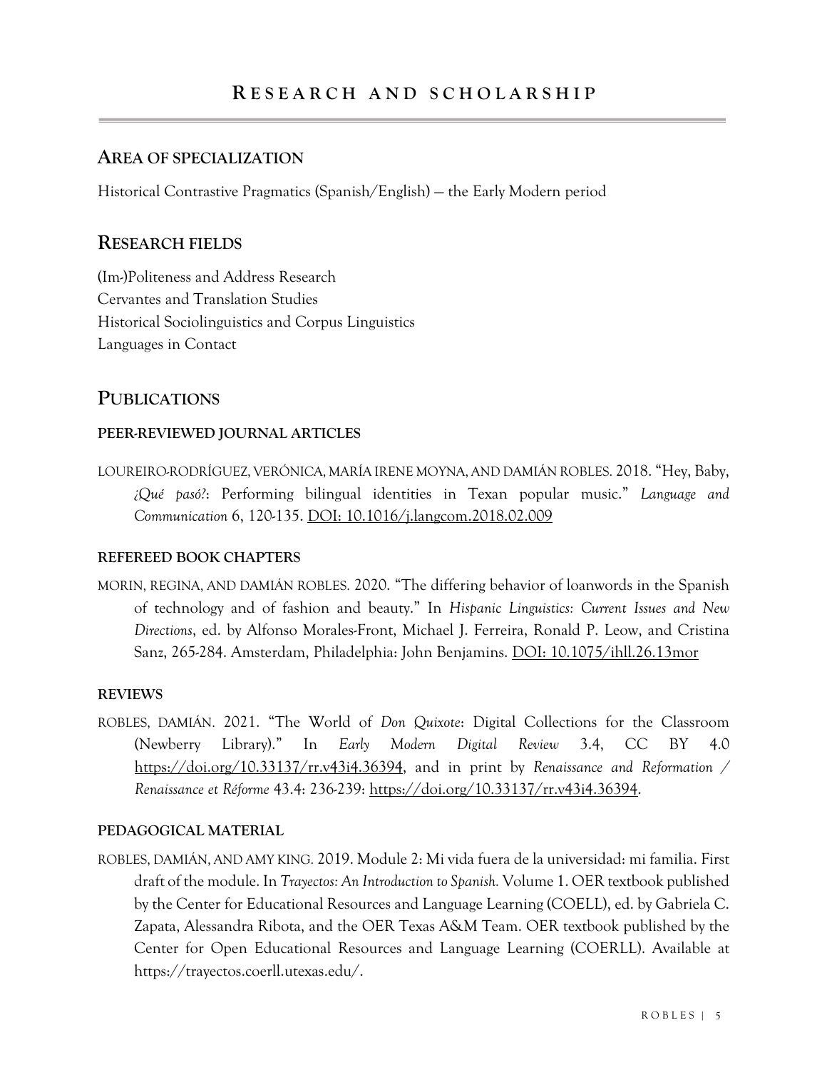# RESEARCH AND SCHOLARSHIP

## AREA OF SPECIALIZATION

Historical Contrastive Pragmatics (Spanish/English) — the Early Modern period

## RESEARCH FIELDS

(Im-)Politeness and Address Research
Cervantes and Translation Studies
Historical Sociolinguistics and Corpus Linguistics
Languages in Contact

## PUBLICATIONS

### PEER-REVIEWED JOURNAL ARTICLES

LOUREIRO-RODRÍGUEZ, VERÓNICA, MARÍA IRENE MOYNA, AND DAMIÁN ROBLES. 2018. "Hey, Baby, *¿Qué pasó?*: Performing bilingual identities in Texan popular music." *Language and Communication* 6, 120-135. DOI: 10.1016/j.langcom.2018.02.009

### REFEREED BOOK CHAPTERS

MORIN, REGINA, AND DAMIÁN ROBLES. 2020. "The differing behavior of loanwords in the Spanish of technology and of fashion and beauty." In *Hispanic Linguistics: Current Issues and New Directions*, ed. by Alfonso Morales-Front, Michael J. Ferreira, Ronald P. Leow, and Cristina Sanz, 265-284. Amsterdam, Philadelphia: John Benjamins. DOI: 10.1075/ihll.26.13mor

### REVIEWS

ROBLES, DAMIÁN. 2021. "The World of *Don Quixote*: Digital Collections for the Classroom (Newberry Library)." In *Early Modern Digital Review* 3.4, CC BY 4.0 https://doi.org/10.33137/rr.v43i4.36394, and in print by *Renaissance and Reformation / Renaissance et Réforme* 43.4: 236-239: https://doi.org/10.33137/rr.v43i4.36394.

### PEDAGOGICAL MATERIAL

ROBLES, DAMIÁN, AND AMY KING. 2019. Module 2: Mi vida fuera de la universidad: mi familia. First draft of the module. In *Trayectos: An Introduction to Spanish.* Volume 1. OER textbook published by the Center for Educational Resources and Language Learning (COELL), ed. by Gabriela C. Zapata, Alessandra Ribota, and the OER Texas A&M Team. OER textbook published by the Center for Open Educational Resources and Language Learning (COERLL). Available at https://trayectos.coerll.utexas.edu/.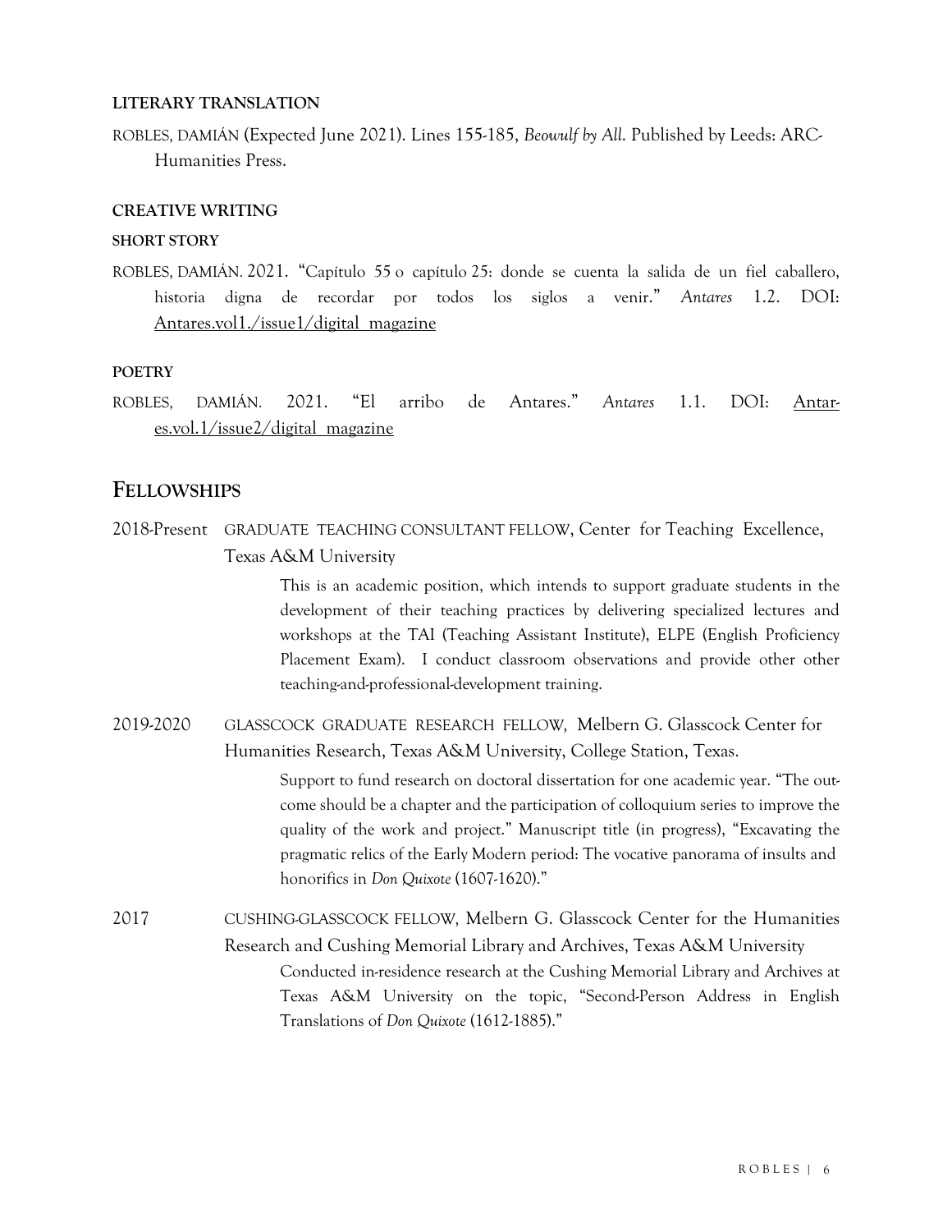**LITERARY TRANSLATION**

ROBLES, DAMIÁN (Expected June 2021). Lines 155-185, *Beowulf by All*. Published by Leeds: ARC-Humanities Press.

**CREATIVE WRITING**

**SHORT STORY**

ROBLES, DAMIÁN. 2021. "Capítulo 55 o capítulo 25: donde se cuenta la salida de un fiel caballero, historia digna de recordar por todos los siglos a venir." *Antares* 1.2. DOI: Antares.vol1./issue1/digital_magazine

**POETRY**

ROBLES, DAMIÁN. 2021. "El arribo de Antares." *Antares* 1.1. DOI: Antares.vol.1/issue2/digital_magazine

## FELLOWSHIPS

2018-Present GRADUATE TEACHING CONSULTANT FELLOW, Center for Teaching Excellence, Texas A&M University

This is an academic position, which intends to support graduate students in the development of their teaching practices by delivering specialized lectures and workshops at the TAI (Teaching Assistant Institute), ELPE (English Proficiency Placement Exam). I conduct classroom observations and provide other other teaching-and-professional-development training.

2019-2020 GLASSCOCK GRADUATE RESEARCH FELLOW, Melbern G. Glasscock Center for Humanities Research, Texas A&M University, College Station, Texas.

Support to fund research on doctoral dissertation for one academic year. "The outcome should be a chapter and the participation of colloquium series to improve the quality of the work and project." Manuscript title (in progress), "Excavating the pragmatic relics of the Early Modern period: The vocative panorama of insults and honorifics in *Don Quixote* (1607-1620)."

2017 CUSHING-GLASSCOCK FELLOW, Melbern G. Glasscock Center for the Humanities Research and Cushing Memorial Library and Archives, Texas A&M University

Conducted in-residence research at the Cushing Memorial Library and Archives at Texas A&M University on the topic, "Second-Person Address in English Translations of *Don Quixote* (1612-1885)."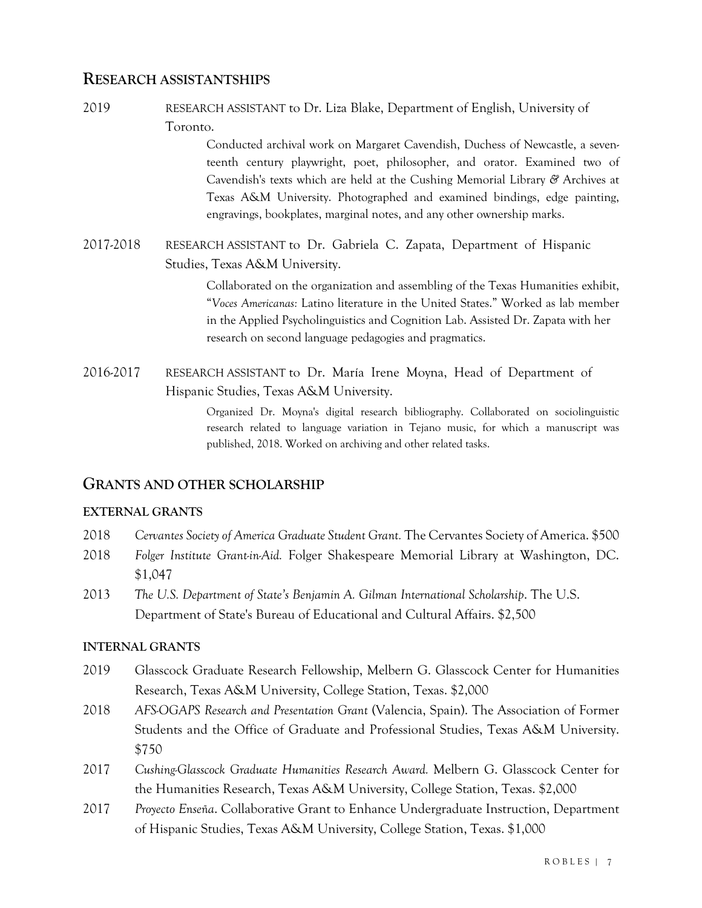## RESEARCH ASSISTANTSHIPS

2019 RESEARCH ASSISTANT to Dr. Liza Blake, Department of English, University of Toronto.

Conducted archival work on Margaret Cavendish, Duchess of Newcastle, a seventeenth century playwright, poet, philosopher, and orator. Examined two of Cavendish's texts which are held at the Cushing Memorial Library & Archives at Texas A&M University. Photographed and examined bindings, edge painting, engravings, bookplates, marginal notes, and any other ownership marks.

2017-2018 RESEARCH ASSISTANT to Dr. Gabriela C. Zapata, Department of Hispanic Studies, Texas A&M University.

Collaborated on the organization and assembling of the Texas Humanities exhibit, "*Voces Americanas:* Latino literature in the United States." Worked as lab member in the Applied Psycholinguistics and Cognition Lab. Assisted Dr. Zapata with her research on second language pedagogies and pragmatics.

2016-2017 RESEARCH ASSISTANT to Dr. María Irene Moyna, Head of Department of Hispanic Studies, Texas A&M University.

Organized Dr. Moyna's digital research bibliography. Collaborated on sociolinguistic research related to language variation in Tejano music, for which a manuscript was published, 2018. Worked on archiving and other related tasks.

## GRANTS AND OTHER SCHOLARSHIP

### EXTERNAL GRANTS

2018 *Cervantes Society of America Graduate Student Grant.* The Cervantes Society of America. $500

2018 *Folger Institute Grant-in-Aid.* Folger Shakespeare Memorial Library at Washington, DC. $1,047

2013 *The U.S. Department of State's Benjamin A. Gilman International Scholarship*. The U.S. Department of State's Bureau of Educational and Cultural Affairs. $2,500

### INTERNAL GRANTS

2019 Glasscock Graduate Research Fellowship, Melbern G. Glasscock Center for Humanities Research, Texas A&M University, College Station, Texas. $2,000

2018 *AFS-OGAPS Research and Presentation Grant* (Valencia, Spain). The Association of Former Students and the Office of Graduate and Professional Studies, Texas A&M University. $750

2017 *Cushing-Glasscock Graduate Humanities Research Award.* Melbern G. Glasscock Center for the Humanities Research, Texas A&M University, College Station, Texas. $2,000

2017 *Proyecto Enseña*. Collaborative Grant to Enhance Undergraduate Instruction, Department of Hispanic Studies, Texas A&M University, College Station, Texas. $1,000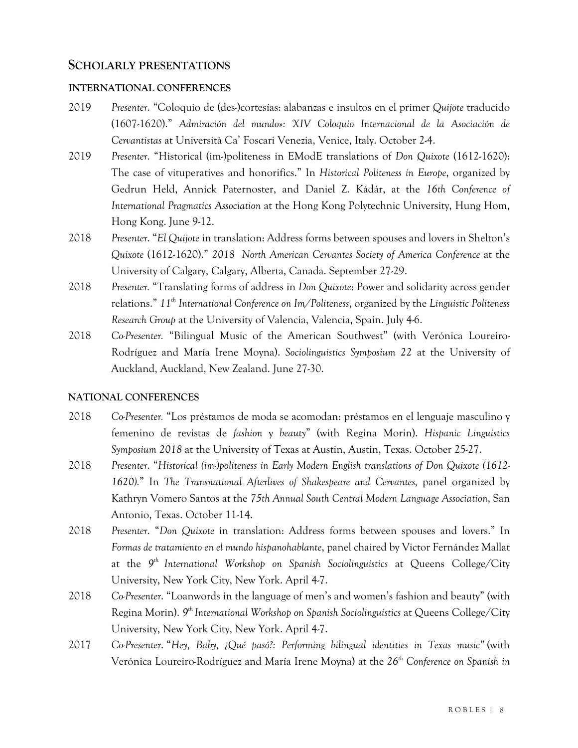## Scholarly Presentations

### International Conferences

2019 *Presenter*. "Coloquio de (des-)cortesías: alabanzas e insultos en el primer *Quijote* traducido (1607-1620)." *Admiración del mundo»: XIV Coloquio Internacional de la Asociación de Cervantistas* at Università Ca' Foscari Venezia, Venice, Italy. October 2-4.

2019 *Presenter*. "Historical (im-)politeness in EModE translations of *Don Quixote* (1612-1620): The case of vituperatives and honorifics." In *Historical Politeness in Europe*, organized by Gedrun Held, Annick Paternoster, and Daniel Z. Kádár, at the *16th Conference of International Pragmatics Association* at the Hong Kong Polytechnic University, Hung Hom, Hong Kong. June 9-12.

2018 *Presenter*. "*El Quijote* in translation: Address forms between spouses and lovers in Shelton's *Quixote* (1612-1620)." *2018 North American Cervantes Society of America Conference* at the University of Calgary, Calgary, Alberta, Canada. September 27-29.

2018 *Presenter.* "Translating forms of address in *Don Quixote*: Power and solidarity across gender relations." *11th International Conference on Im/Politeness*, organized by the *Linguistic Politeness Research Group* at the University of Valencia, Valencia, Spain. July 4-6.

2018 *Co-Presenter.* "Bilingual Music of the American Southwest" (with Verónica Loureiro-Rodríguez and María Irene Moyna). *Sociolinguistics Symposium 22* at the University of Auckland, Auckland, New Zealand. June 27-30.

### National Conferences

2018 *Co-Presenter.* "Los préstamos de moda se acomodan: préstamos en el lenguaje masculino y femenino de revistas de *fashion* y *beauty*" (with Regina Morin). *Hispanic Linguistics Symposium 2018* at the University of Texas at Austin, Austin, Texas. October 25-27.

2018 *Presenter*. "*Historical (im-)politeness in Early Modern English translations of Don Quixote (1612-1620).*" In *The Transnational Afterlives of Shakespeare and Cervantes,* panel organized by Kathryn Vomero Santos at the *75th Annual South Central Modern Language Association*, San Antonio, Texas. October 11-14.

2018 *Presenter*. "*Don Quixote* in translation: Address forms between spouses and lovers." In *Formas de tratamiento en el mundo hispanohablante*, panel chaired by Victor Fernández Mallat at the *9th International Workshop on Spanish Sociolinguistics* at Queens College/City University, New York City, New York. April 4-7.

2018 *Co-Presenter*. "Loanwords in the language of men's and women's fashion and beauty" (with Regina Morin). *9th International Workshop on Spanish Sociolinguistics* at Queens College/City University, New York City, New York. April 4-7.

2017 *Co-Presenter*. "*Hey, Baby, ¿Qué pasó?: Performing bilingual identities in Texas music"* (with Verónica Loureiro-Rodríguez and María Irene Moyna) at the *26th Conference on Spanish in*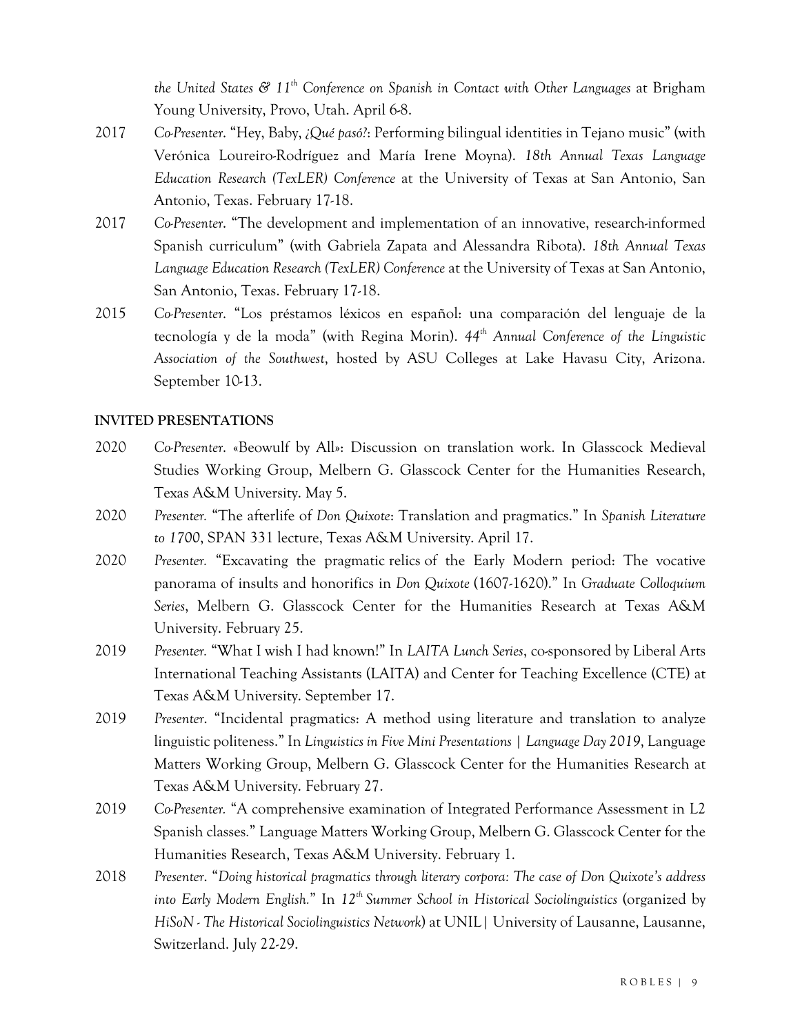*the United States & 11th Conference on Spanish in Contact with Other Languages* at Brigham Young University, Provo, Utah. April 6-8.

2017 *Co-Presenter*. "Hey, Baby, *¿Qué pasó?*: Performing bilingual identities in Tejano music" (with Verónica Loureiro-Rodríguez and María Irene Moyna). *18th Annual Texas Language Education Research (TexLER) Conference* at the University of Texas at San Antonio, San Antonio, Texas. February 17-18.

2017 *Co-Presenter*. "The development and implementation of an innovative, research-informed Spanish curriculum" (with Gabriela Zapata and Alessandra Ribota). *18th Annual Texas Language Education Research (TexLER) Conference* at the University of Texas at San Antonio, San Antonio, Texas. February 17-18.

2015 *Co-Presenter*. "Los préstamos léxicos en español: una comparación del lenguaje de la tecnología y de la moda" (with Regina Morin). *44th Annual Conference of the Linguistic Association of the Southwest*, hosted by ASU Colleges at Lake Havasu City, Arizona. September 10-13.

**INVITED PRESENTATIONS**

2020 *Co-Presenter*. «Beowulf by All»: Discussion on translation work. In Glasscock Medieval Studies Working Group, Melbern G. Glasscock Center for the Humanities Research, Texas A&M University. May 5.

2020 *Presenter.* "The afterlife of *Don Quixote*: Translation and pragmatics." In *Spanish Literature to 1700*, SPAN 331 lecture, Texas A&M University. April 17.

2020 *Presenter.* "Excavating the pragmatic relics of the Early Modern period: The vocative panorama of insults and honorifics in *Don Quixote* (1607-1620)." In *Graduate Colloquium Series*, Melbern G. Glasscock Center for the Humanities Research at Texas A&M University. February 25.

2019 *Presenter.* "What I wish I had known!" In *LAITA Lunch Series*, co-sponsored by Liberal Arts International Teaching Assistants (LAITA) and Center for Teaching Excellence (CTE) at Texas A&M University. September 17.

2019 *Presenter*. "Incidental pragmatics: A method using literature and translation to analyze linguistic politeness." In *Linguistics in Five Mini Presentations | Language Day 2019*, Language Matters Working Group, Melbern G. Glasscock Center for the Humanities Research at Texas A&M University. February 27.

2019 *Co-Presenter.* "A comprehensive examination of Integrated Performance Assessment in L2 Spanish classes." Language Matters Working Group, Melbern G. Glasscock Center for the Humanities Research, Texas A&M University. February 1.

2018 *Presenter*. "*Doing historical pragmatics through literary corpora: The case of Don Quixote's address into Early Modern English.*" In *12th Summer School in Historical Sociolinguistics* (organized by *HiSoN - The Historical Sociolinguistics Network*) at UNIL| University of Lausanne, Lausanne, Switzerland. July 22-29.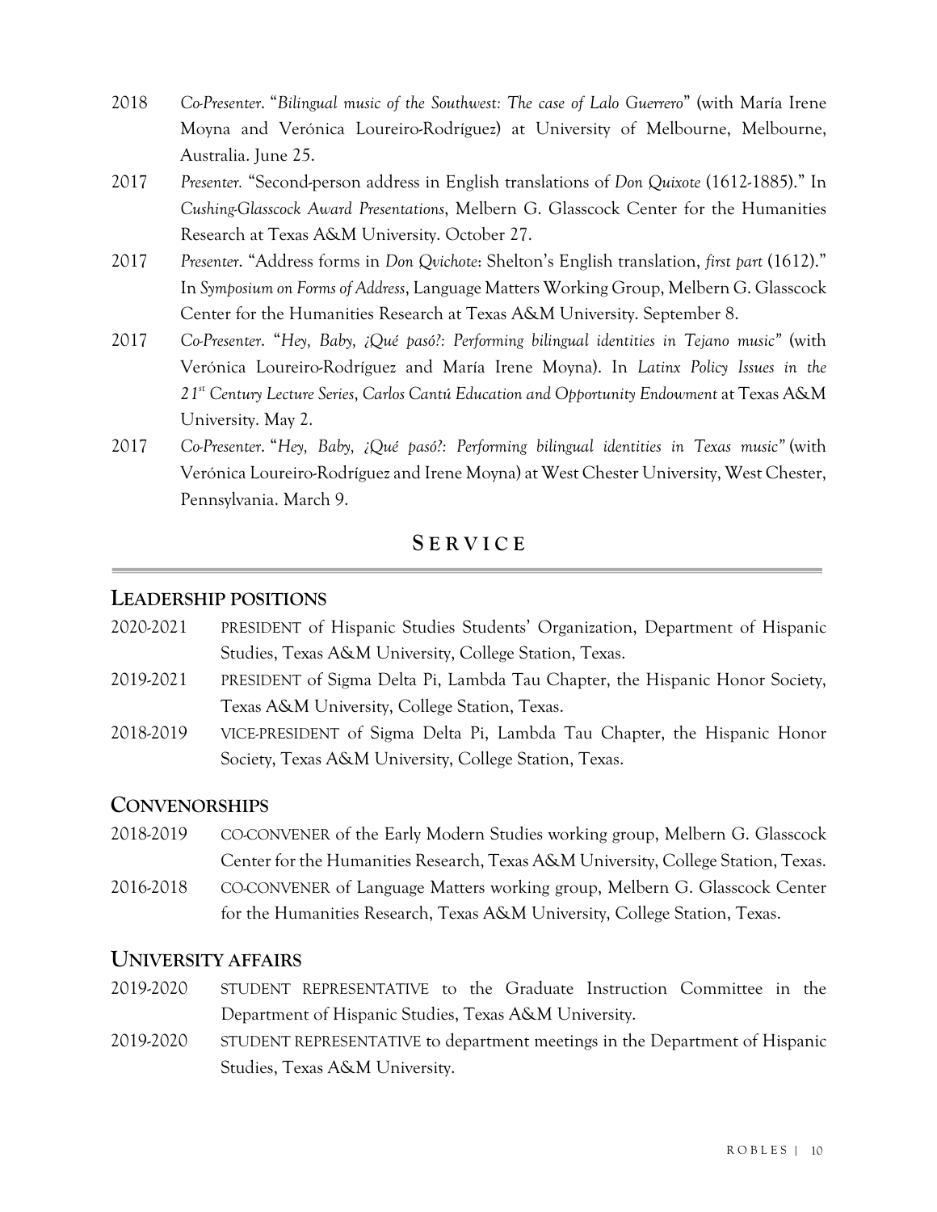2018 *Co-Presenter*. "*Bilingual music of the Southwest: The case of Lalo Guerrero*" (with María Irene Moyna and Verónica Loureiro-Rodríguez) at University of Melbourne, Melbourne, Australia. June 25.

2017 *Presenter.* "Second-person address in English translations of *Don Quixote* (1612-1885)." In *Cushing-Glasscock Award Presentations*, Melbern G. Glasscock Center for the Humanities Research at Texas A&M University. October 27.

2017 *Presenter*. "Address forms in *Don Qvichote*: Shelton's English translation, *first part* (1612)." In *Symposium on Forms of Address*, Language Matters Working Group, Melbern G. Glasscock Center for the Humanities Research at Texas A&M University. September 8.

2017 *Co-Presenter*. "*Hey, Baby, ¿Qué pasó?: Performing bilingual identities in Tejano music*" (with Verónica Loureiro-Rodríguez and María Irene Moyna). In *Latinx Policy Issues in the 21st Century Lecture Series*, *Carlos Cantú Education and Opportunity Endowment* at Texas A&M University. May 2.

2017 *Co-Presenter*. "*Hey, Baby, ¿Qué pasó?: Performing bilingual identities in Texas music*" (with Verónica Loureiro-Rodríguez and Irene Moyna) at West Chester University, West Chester, Pennsylvania. March 9.

# SERVICE

## LEADERSHIP POSITIONS

2020-2021 PRESIDENT of Hispanic Studies Students' Organization, Department of Hispanic Studies, Texas A&M University, College Station, Texas.

2019-2021 PRESIDENT of Sigma Delta Pi, Lambda Tau Chapter, the Hispanic Honor Society, Texas A&M University, College Station, Texas.

2018-2019 VICE-PRESIDENT of Sigma Delta Pi, Lambda Tau Chapter, the Hispanic Honor Society, Texas A&M University, College Station, Texas.

## CONVENORSHIPS

2018-2019 CO-CONVENER of the Early Modern Studies working group, Melbern G. Glasscock Center for the Humanities Research, Texas A&M University, College Station, Texas.

2016-2018 CO-CONVENER of Language Matters working group, Melbern G. Glasscock Center for the Humanities Research, Texas A&M University, College Station, Texas.

## UNIVERSITY AFFAIRS

2019-2020 STUDENT REPRESENTATIVE to the Graduate Instruction Committee in the Department of Hispanic Studies, Texas A&M University.

2019-2020 STUDENT REPRESENTATIVE to department meetings in the Department of Hispanic Studies, Texas A&M University.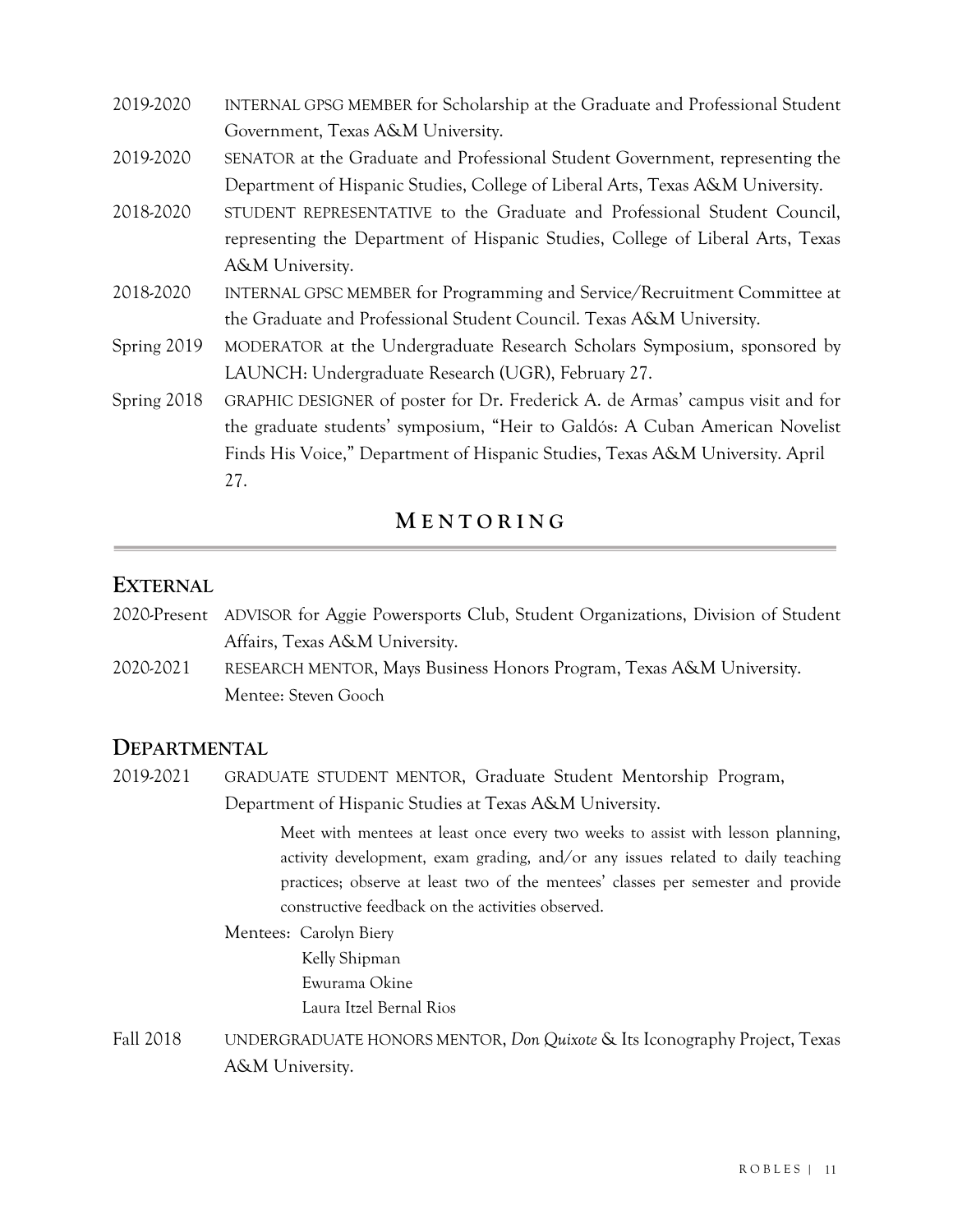2019-2020 INTERNAL GPSG MEMBER for Scholarship at the Graduate and Professional Student Government, Texas A&M University.

2019-2020 SENATOR at the Graduate and Professional Student Government, representing the Department of Hispanic Studies, College of Liberal Arts, Texas A&M University.

2018-2020 STUDENT REPRESENTATIVE to the Graduate and Professional Student Council, representing the Department of Hispanic Studies, College of Liberal Arts, Texas A&M University.

2018-2020 INTERNAL GPSC MEMBER for Programming and Service/Recruitment Committee at the Graduate and Professional Student Council. Texas A&M University.

Spring 2019 MODERATOR at the Undergraduate Research Scholars Symposium, sponsored by LAUNCH: Undergraduate Research (UGR), February 27.

Spring 2018 GRAPHIC DESIGNER of poster for Dr. Frederick A. de Armas' campus visit and for the graduate students' symposium, "Heir to Galdós: A Cuban American Novelist Finds His Voice," Department of Hispanic Studies, Texas A&M University. April 27.

# MENTORING

## EXTERNAL

2020-Present ADVISOR for Aggie Powersports Club, Student Organizations, Division of Student Affairs, Texas A&M University.

2020-2021 RESEARCH MENTOR, Mays Business Honors Program, Texas A&M University.
Mentee: Steven Gooch

## DEPARTMENTAL

2019-2021 GRADUATE STUDENT MENTOR, Graduate Student Mentorship Program, Department of Hispanic Studies at Texas A&M University.

> Meet with mentees at least once every two weeks to assist with lesson planning, activity development, exam grading, and/or any issues related to daily teaching practices; observe at least two of the mentees' classes per semester and provide constructive feedback on the activities observed.

Mentees: Carolyn Biery
Kelly Shipman
Ewurama Okine
Laura Itzel Bernal Rios

Fall 2018 UNDERGRADUATE HONORS MENTOR, *Don Quixote* & Its Iconography Project, Texas A&M University.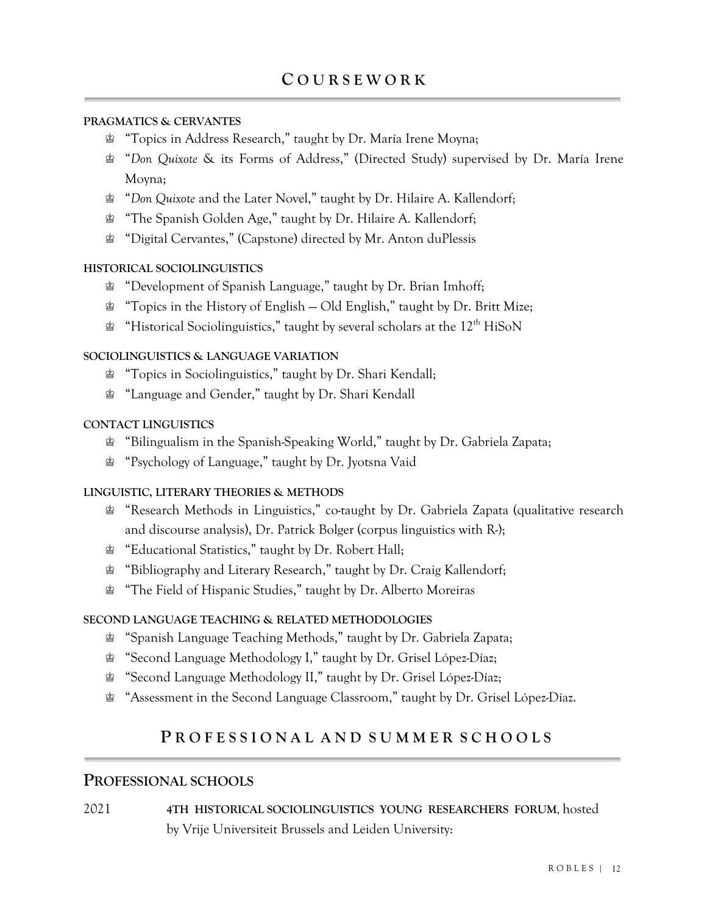# COURSEWORK

**PRAGMATICS & CERVANTES**

- "Topics in Address Research," taught by Dr. María Irene Moyna;
- "*Don Quixote* & its Forms of Address," (Directed Study) supervised by Dr. María Irene Moyna;
- "*Don Quixote* and the Later Novel," taught by Dr. Hilaire A. Kallendorf;
- "The Spanish Golden Age," taught by Dr. Hilaire A. Kallendorf;
- "Digital Cervantes," (Capstone) directed by Mr. Anton duPlessis

**HISTORICAL SOCIOLINGUISTICS**

- "Development of Spanish Language," taught by Dr. Brian Imhoff;
- "Topics in the History of English — Old English," taught by Dr. Britt Mize;
- "Historical Sociolinguistics," taught by several scholars at the 12th HiSoN

**SOCIOLINGUISTICS & LANGUAGE VARIATION**

- "Topics in Sociolinguistics," taught by Dr. Shari Kendall;
- "Language and Gender," taught by Dr. Shari Kendall

**CONTACT LINGUISTICS**

- "Bilingualism in the Spanish-Speaking World," taught by Dr. Gabriela Zapata;
- "Psychology of Language," taught by Dr. Jyotsna Vaid

**LINGUISTIC, LITERARY THEORIES & METHODS**

- "Research Methods in Linguistics," co-taught by Dr. Gabriela Zapata (qualitative research and discourse analysis), Dr. Patrick Bolger (corpus linguistics with R-);
- "Educational Statistics," taught by Dr. Robert Hall;
- "Bibliography and Literary Research," taught by Dr. Craig Kallendorf;
- "The Field of Hispanic Studies," taught by Dr. Alberto Moreiras

**SECOND LANGUAGE TEACHING & RELATED METHODOLOGIES**

- "Spanish Language Teaching Methods," taught by Dr. Gabriela Zapata;
- "Second Language Methodology I," taught by Dr. Grisel López-Díaz;
- "Second Language Methodology II," taught by Dr. Grisel López-Díaz;
- "Assessment in the Second Language Classroom," taught by Dr. Grisel López-Díaz.

# PROFESSIONAL AND SUMMER SCHOOLS

## PROFESSIONAL SCHOOLS

2021 **4TH HISTORICAL SOCIOLINGUISTICS YOUNG RESEARCHERS FORUM**, hosted by Vrije Universiteit Brussels and Leiden University: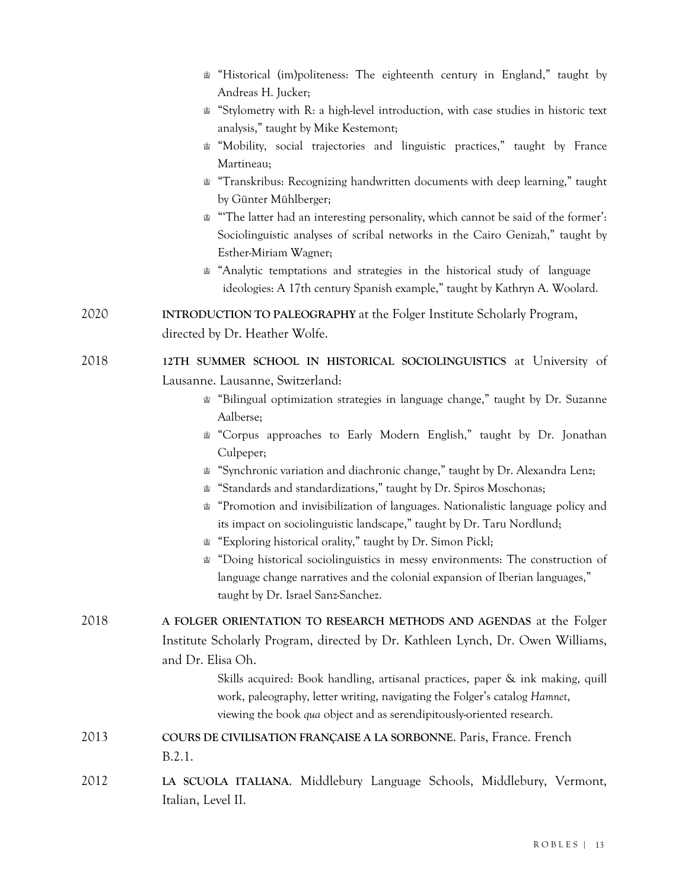- "Historical (im)politeness: The eighteenth century in England," taught by Andreas H. Jucker;
- "Stylometry with R: a high-level introduction, with case studies in historic text analysis," taught by Mike Kestemont;
- "Mobility, social trajectories and linguistic practices," taught by France Martineau;
- "Transkribus: Recognizing handwritten documents with deep learning," taught by Günter Mühlberger;
- "'The latter had an interesting personality, which cannot be said of the former': Sociolinguistic analyses of scribal networks in the Cairo Genizah," taught by Esther-Miriam Wagner;
- "Analytic temptations and strategies in the historical study of language ideologies: A 17th century Spanish example," taught by Kathryn A. Woolard.

2020 **INTRODUCTION TO PALEOGRAPHY** at the Folger Institute Scholarly Program, directed by Dr. Heather Wolfe.

2018 **12TH SUMMER SCHOOL IN HISTORICAL SOCIOLINGUISTICS** at University of Lausanne. Lausanne, Switzerland:

- "Bilingual optimization strategies in language change," taught by Dr. Suzanne Aalberse;
- "Corpus approaches to Early Modern English," taught by Dr. Jonathan Culpeper;
- "Synchronic variation and diachronic change," taught by Dr. Alexandra Lenz;
- "Standards and standardizations," taught by Dr. Spiros Moschonas;
- "Promotion and invisibilization of languages. Nationalistic language policy and its impact on sociolinguistic landscape," taught by Dr. Taru Nordlund;
- "Exploring historical orality," taught by Dr. Simon Pickl;
- "Doing historical sociolinguistics in messy environments: The construction of language change narratives and the colonial expansion of Iberian languages," taught by Dr. Israel Sanz-Sanchez.

2018 **A FOLGER ORIENTATION TO RESEARCH METHODS AND AGENDAS** at the Folger Institute Scholarly Program, directed by Dr. Kathleen Lynch, Dr. Owen Williams, and Dr. Elisa Oh.

Skills acquired: Book handling, artisanal practices, paper & ink making, quill work, paleography, letter writing, navigating the Folger's catalog *Hamnet*, viewing the book *qua* object and as serendipitously-oriented research.

2013 **COURS DE CIVILISATION FRANÇAISE A LA SORBONNE**. Paris, France. French B.2.1.

2012 **LA SCUOLA ITALIANA**. Middlebury Language Schools, Middlebury, Vermont, Italian, Level II.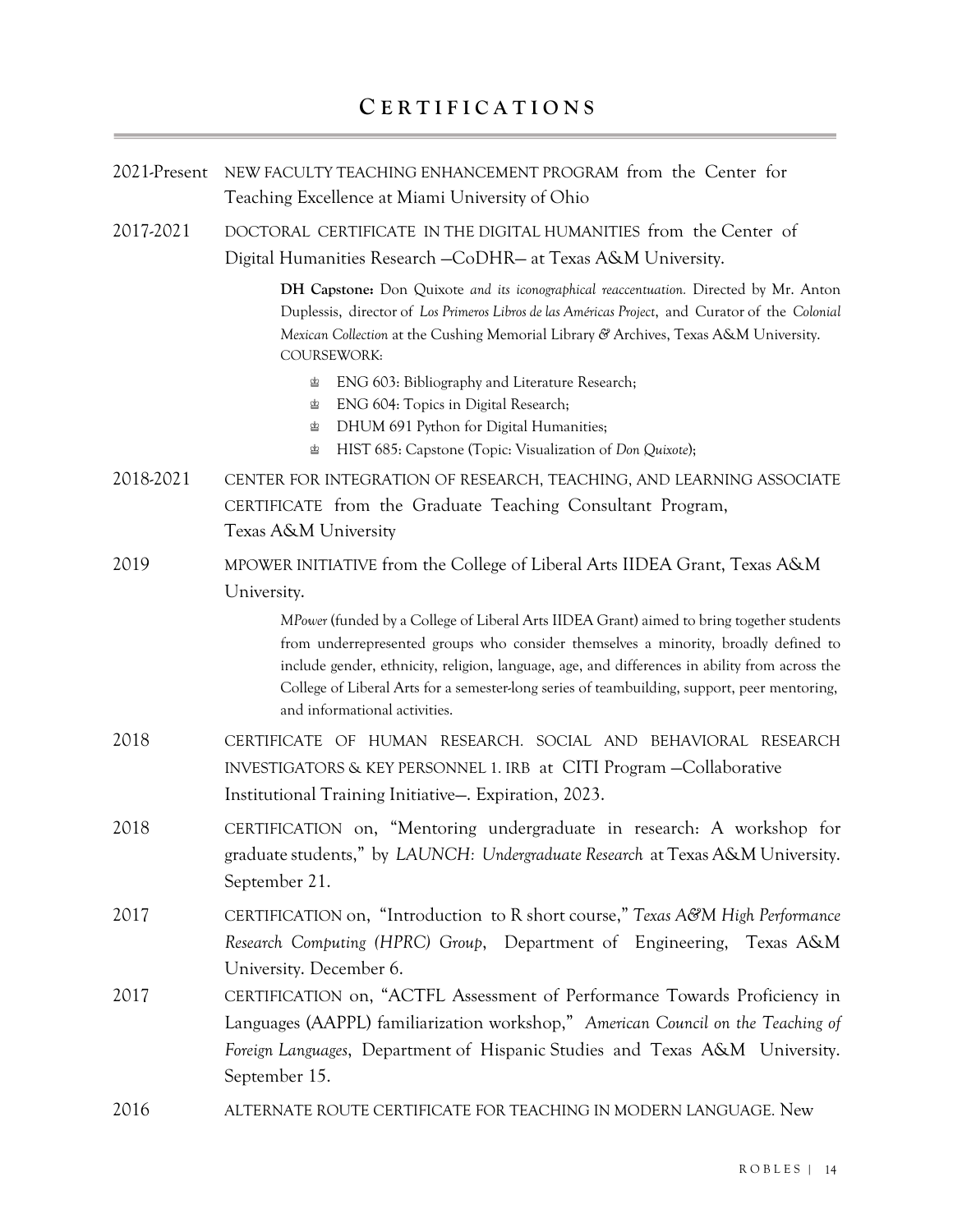## CERTIFICATIONS

2021-Present NEW FACULTY TEACHING ENHANCEMENT PROGRAM from the Center for Teaching Excellence at Miami University of Ohio

2017-2021 DOCTORAL CERTIFICATE IN THE DIGITAL HUMANITIES from the Center of Digital Humanities Research —CoDHR— at Texas A&M University.

> **DH Capstone:** Don Quixote *and its iconographical reaccentuation.* Directed by Mr. Anton Duplessis, director of *Los Primeros Libros de las Américas Project*, and Curator of the *Colonial Mexican Collection* at the Cushing Memorial Library & Archives, Texas A&M University. COURSEWORK:
>
> - ENG 603: Bibliography and Literature Research;
> - ENG 604: Topics in Digital Research;
> - DHUM 691 Python for Digital Humanities;
> - HIST 685: Capstone (Topic: Visualization of *Don Quixote*);

2018-2021 CENTER FOR INTEGRATION OF RESEARCH, TEACHING, AND LEARNING ASSOCIATE CERTIFICATE from the Graduate Teaching Consultant Program, Texas A&M University

2019 MPOWER INITIATIVE from the College of Liberal Arts IIDEA Grant, Texas A&M University.

> *MPower* (funded by a College of Liberal Arts IIDEA Grant) aimed to bring together students from underrepresented groups who consider themselves a minority, broadly defined to include gender, ethnicity, religion, language, age, and differences in ability from across the College of Liberal Arts for a semester-long series of teambuilding, support, peer mentoring, and informational activities.

2018 CERTIFICATE OF HUMAN RESEARCH. SOCIAL AND BEHAVIORAL RESEARCH INVESTIGATORS & KEY PERSONNEL 1. IRB at CITI Program —Collaborative Institutional Training Initiative—. Expiration, 2023.

2018 CERTIFICATION on, "Mentoring undergraduate in research: A workshop for graduate students," by *LAUNCH: Undergraduate Research* at Texas A&M University. September 21.

2017 CERTIFICATION on, "Introduction to R short course," *Texas A&M High Performance Research Computing (HPRC) Group*, Department of Engineering, Texas A&M University. December 6.

2017 CERTIFICATION on, "ACTFL Assessment of Performance Towards Proficiency in Languages (AAPPL) familiarization workshop," *American Council on the Teaching of Foreign Languages*, Department of Hispanic Studies and Texas A&M University. September 15.

2016 ALTERNATE ROUTE CERTIFICATE FOR TEACHING IN MODERN LANGUAGE. New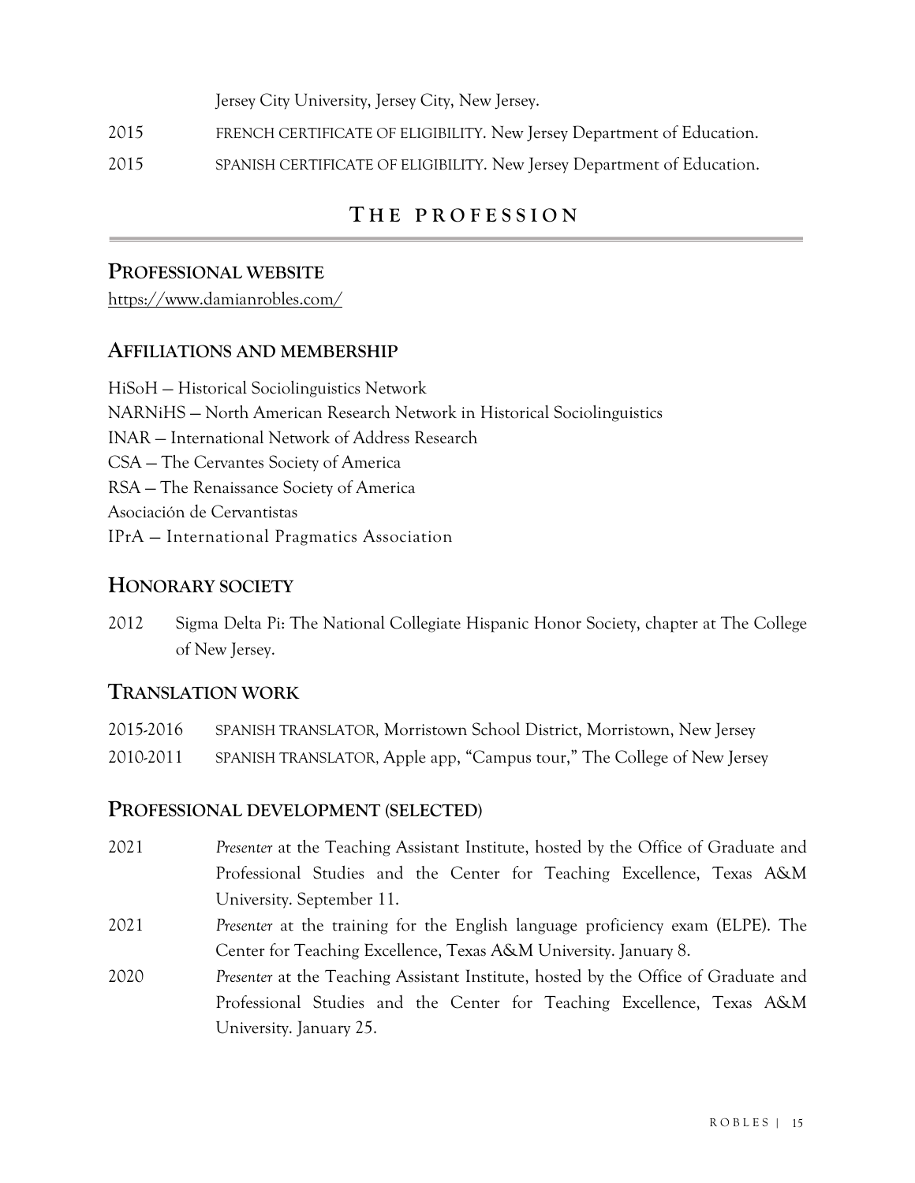Jersey City University, Jersey City, New Jersey.

2015 FRENCH CERTIFICATE OF ELIGIBILITY. New Jersey Department of Education.

2015 SPANISH CERTIFICATE OF ELIGIBILITY. New Jersey Department of Education.

## THE PROFESSION

### PROFESSIONAL WEBSITE

https://www.damianrobles.com/

### AFFILIATIONS AND MEMBERSHIP

HiSoH — Historical Sociolinguistics Network
NARNiHS — North American Research Network in Historical Sociolinguistics
INAR — International Network of Address Research
CSA — The Cervantes Society of America
RSA — The Renaissance Society of America
Asociación de Cervantistas
IPrA — International Pragmatics Association

### HONORARY SOCIETY

2012 Sigma Delta Pi: The National Collegiate Hispanic Honor Society, chapter at The College of New Jersey.

### TRANSLATION WORK

2015-2016 SPANISH TRANSLATOR, Morristown School District, Morristown, New Jersey

2010-2011 SPANISH TRANSLATOR, Apple app, "Campus tour," The College of New Jersey

### PROFESSIONAL DEVELOPMENT (SELECTED)

2021 *Presenter* at the Teaching Assistant Institute, hosted by the Office of Graduate and Professional Studies and the Center for Teaching Excellence, Texas A&M University. September 11.

2021 *Presenter* at the training for the English language proficiency exam (ELPE). The Center for Teaching Excellence, Texas A&M University. January 8.

2020 *Presenter* at the Teaching Assistant Institute, hosted by the Office of Graduate and Professional Studies and the Center for Teaching Excellence, Texas A&M University. January 25.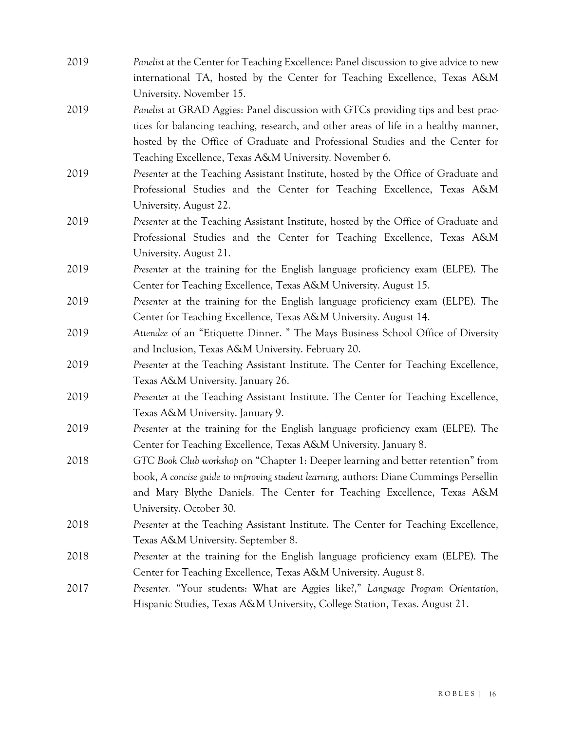2019 *Panelist* at the Center for Teaching Excellence: Panel discussion to give advice to new international TA, hosted by the Center for Teaching Excellence, Texas A&M University. November 15.

2019 *Panelist* at GRAD Aggies: Panel discussion with GTCs providing tips and best practices for balancing teaching, research, and other areas of life in a healthy manner, hosted by the Office of Graduate and Professional Studies and the Center for Teaching Excellence, Texas A&M University. November 6.

2019 *Presenter* at the Teaching Assistant Institute, hosted by the Office of Graduate and Professional Studies and the Center for Teaching Excellence, Texas A&M University. August 22.

2019 *Presenter* at the Teaching Assistant Institute, hosted by the Office of Graduate and Professional Studies and the Center for Teaching Excellence, Texas A&M University. August 21.

2019 *Presenter* at the training for the English language proficiency exam (ELPE). The Center for Teaching Excellence, Texas A&M University. August 15.

2019 *Presenter* at the training for the English language proficiency exam (ELPE). The Center for Teaching Excellence, Texas A&M University. August 14.

2019 *Attendee* of an "Etiquette Dinner. " The Mays Business School Office of Diversity and Inclusion, Texas A&M University. February 20.

2019 *Presenter* at the Teaching Assistant Institute. The Center for Teaching Excellence, Texas A&M University. January 26.

2019 *Presenter* at the Teaching Assistant Institute. The Center for Teaching Excellence, Texas A&M University. January 9.

2019 *Presenter* at the training for the English language proficiency exam (ELPE). The Center for Teaching Excellence, Texas A&M University. January 8.

2018 *GTC Book Club workshop* on "Chapter 1: Deeper learning and better retention" from book, *A concise guide to improving student learning,* authors: Diane Cummings Persellin and Mary Blythe Daniels. The Center for Teaching Excellence, Texas A&M University. October 30.

2018 *Presenter* at the Teaching Assistant Institute. The Center for Teaching Excellence, Texas A&M University. September 8.

2018 *Presenter* at the training for the English language proficiency exam (ELPE). The Center for Teaching Excellence, Texas A&M University. August 8.

2017 *Presenter.* "Your students: What are Aggies like?," *Language Program Orientation*, Hispanic Studies, Texas A&M University, College Station, Texas. August 21.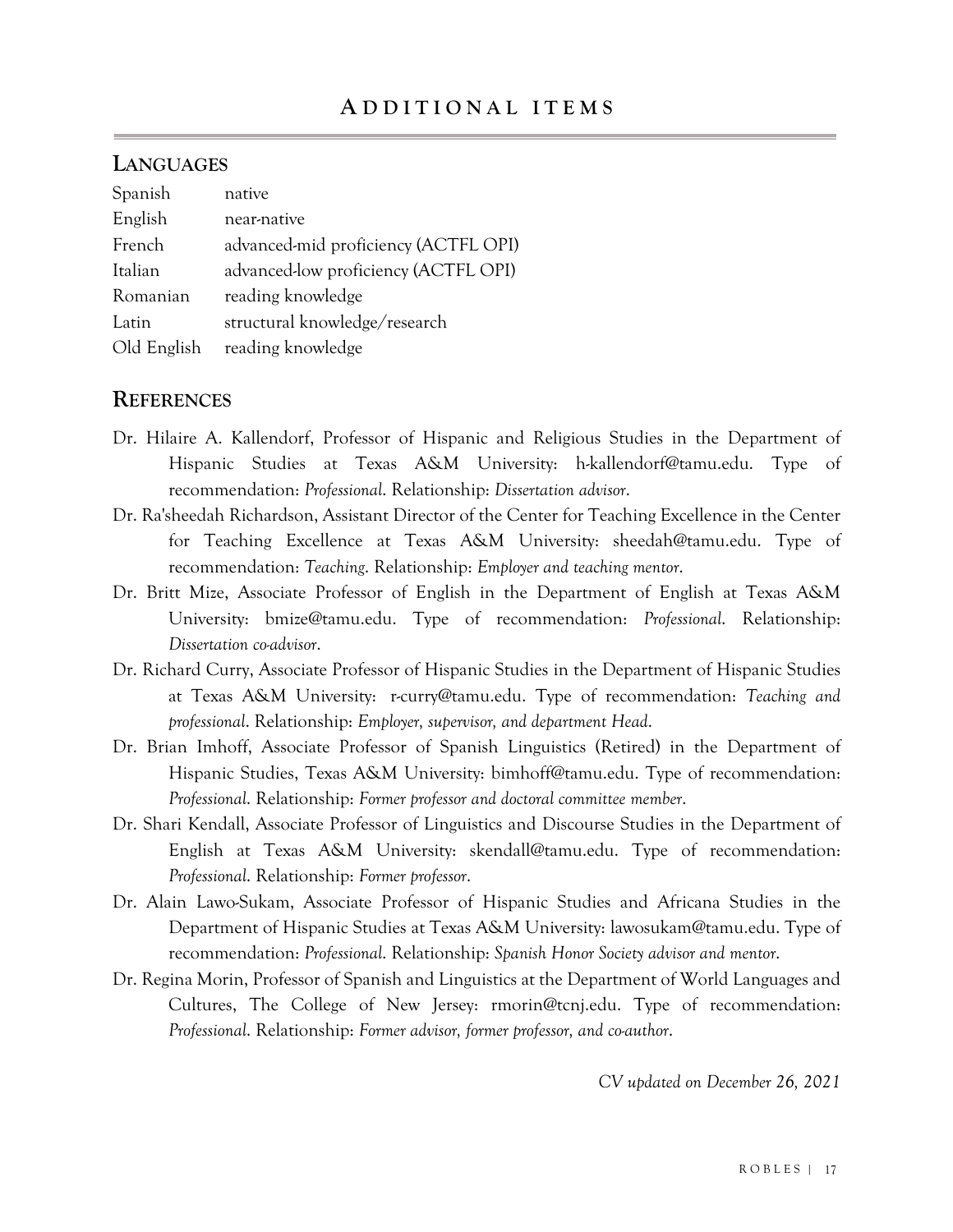# ADDITIONAL ITEMS

## LANGUAGES

| | |
|---|---|
| Spanish | native |
| English | near-native |
| French | advanced-mid proficiency (ACTFL OPI) |
| Italian | advanced-low proficiency (ACTFL OPI) |
| Romanian | reading knowledge |
| Latin | structural knowledge/research |
| Old English | reading knowledge |

## REFERENCES

Dr. Hilaire A. Kallendorf, Professor of Hispanic and Religious Studies in the Department of Hispanic Studies at Texas A&M University: h-kallendorf@tamu.edu. Type of recommendation: *Professional*. Relationship: *Dissertation advisor*.

Dr. Ra'sheedah Richardson, Assistant Director of the Center for Teaching Excellence in the Center for Teaching Excellence at Texas A&M University: sheedah@tamu.edu. Type of recommendation: *Teaching*. Relationship: *Employer and teaching mentor*.

Dr. Britt Mize, Associate Professor of English in the Department of English at Texas A&M University: bmize@tamu.edu. Type of recommendation: *Professional*. Relationship: *Dissertation co-advisor*.

Dr. Richard Curry, Associate Professor of Hispanic Studies in the Department of Hispanic Studies at Texas A&M University: r-curry@tamu.edu. Type of recommendation: *Teaching and professional*. Relationship: *Employer, supervisor, and department Head*.

Dr. Brian Imhoff, Associate Professor of Spanish Linguistics (Retired) in the Department of Hispanic Studies, Texas A&M University: bimhoff@tamu.edu. Type of recommendation: *Professional*. Relationship: *Former professor and doctoral committee member*.

Dr. Shari Kendall, Associate Professor of Linguistics and Discourse Studies in the Department of English at Texas A&M University: skendall@tamu.edu. Type of recommendation: *Professional*. Relationship: *Former professor*.

Dr. Alain Lawo-Sukam, Associate Professor of Hispanic Studies and Africana Studies in the Department of Hispanic Studies at Texas A&M University: lawosukam@tamu.edu. Type of recommendation: *Professional*. Relationship: *Spanish Honor Society advisor and mentor*.

Dr. Regina Morin, Professor of Spanish and Linguistics at the Department of World Languages and Cultures, The College of New Jersey: rmorin@tcnj.edu. Type of recommendation: *Professional*. Relationship: *Former advisor, former professor, and co-author*.

*CV updated on December 26, 2021*